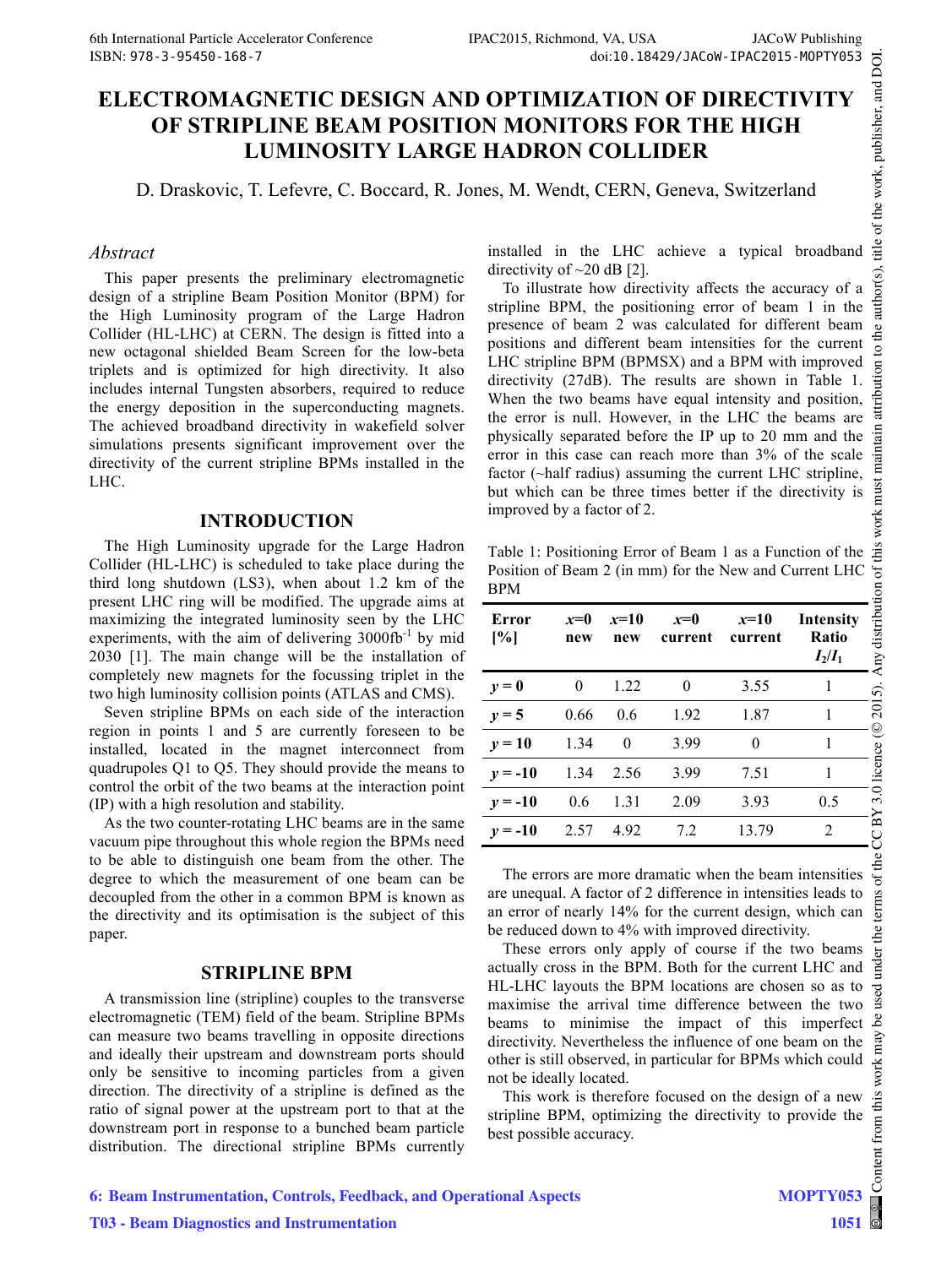# ELECTROMAGNETIC DESIGN AND OPTIMIZATION OF DIRECTIVITY OF STRIPLINE BEAM POSITION MONITORS FOR THE HIGH LUMINOSITY LARGE HADRON COLLIDER

D. Draskovic, T. Lefevre, C. Boccard, R. Jones, M. Wendt, CERN, Geneva, Switzerland

## *Abstract*

This paper presents the preliminary electromagnetic design of a stripline Beam Position Monitor (BPM) for the High Luminosity program of the Large Hadron Collider (HL-LHC) at CERN. The design is fitted into a new octagonal shielded Beam Screen for the low-beta triplets and is optimized for high directivity. It also includes internal Tungsten absorbers, required to reduce the energy deposition in the superconducting magnets. The achieved broadband directivity in wakefield solver simulations presents significant improvement over the directivity of the current stripline BPMs installed in the LHC.

## INTRODUCTION

The High Luminosity upgrade for the Large Hadron Collider (HL-LHC) is scheduled to take place during the third long shutdown (LS3), when about 1.2 km of the present LHC ring will be modified. The upgrade aims at maximizing the integrated luminosity seen by the LHC experiments, with the aim of delivering 3000fb$^{-1}$ by mid 2030 [1]. The main change will be the installation of completely new magnets for the focussing triplet in the two high luminosity collision points (ATLAS and CMS).

Seven stripline BPMs on each side of the interaction region in points 1 and 5 are currently foreseen to be installed, located in the magnet interconnect from quadrupoles Q1 to Q5. They should provide the means to control the orbit of the two beams at the interaction point (IP) with a high resolution and stability.

As the two counter-rotating LHC beams are in the same vacuum pipe throughout this whole region the BPMs need to be able to distinguish one beam from the other. The degree to which the measurement of one beam can be decoupled from the other in a common BPM is known as the directivity and its optimisation is the subject of this paper.

## STRIPLINE BPM

A transmission line (stripline) couples to the transverse electromagnetic (TEM) field of the beam. Stripline BPMs can measure two beams travelling in opposite directions and ideally their upstream and downstream ports should only be sensitive to incoming particles from a given direction. The directivity of a stripline is defined as the ratio of signal power at the upstream port to that at the downstream port in response to a bunched beam particle distribution. The directional stripline BPMs currently installed in the LHC achieve a typical broadband directivity of ~20 dB [2].

To illustrate how directivity affects the accuracy of a stripline BPM, the positioning error of beam 1 in the presence of beam 2 was calculated for different beam positions and different beam intensities for the current LHC stripline BPM (BPMSX) and a BPM with improved directivity (27dB). The results are shown in Table 1. When the two beams have equal intensity and position, the error is null. However, in the LHC the beams are physically separated before the IP up to 20 mm and the error in this case can reach more than 3% of the scale factor (~half radius) assuming the current LHC stripline, but which can be three times better if the directivity is improved by a factor of 2.

Table 1: Positioning Error of Beam 1 as a Function of the Position of Beam 2 (in mm) for the New and Current LHC BPM

| Error [%] | *x*=0 new | *x*=10 new | *x*=0 current | *x*=10 current | Intensity Ratio $I_2/I_1$ |
|---|---|---|---|---|---|
| *y* = 0 | 0 | 1.22 | 0 | 3.55 | 1 |
| *y* = 5 | 0.66 | 0.6 | 1.92 | 1.87 | 1 |
| *y* = 10 | 1.34 | 0 | 3.99 | 0 | 1 |
| *y* = -10 | 1.34 | 2.56 | 3.99 | 7.51 | 1 |
| *y* = -10 | 0.6 | 1.31 | 2.09 | 3.93 | 0.5 |
| *y* = -10 | 2.57 | 4.92 | 7.2 | 13.79 | 2 |

The errors are more dramatic when the beam intensities are unequal. A factor of 2 difference in intensities leads to an error of nearly 14% for the current design, which can be reduced down to 4% with improved directivity.

These errors only apply of course if the two beams actually cross in the BPM. Both for the current LHC and HL-LHC layouts the BPM locations are chosen so as to maximise the arrival time difference between the two beams to minimise the impact of this imperfect directivity. Nevertheless the influence of one beam on the other is still observed, in particular for BPMs which could not be ideally located.

This work is therefore focused on the design of a new stripline BPM, optimizing the directivity to provide the best possible accuracy.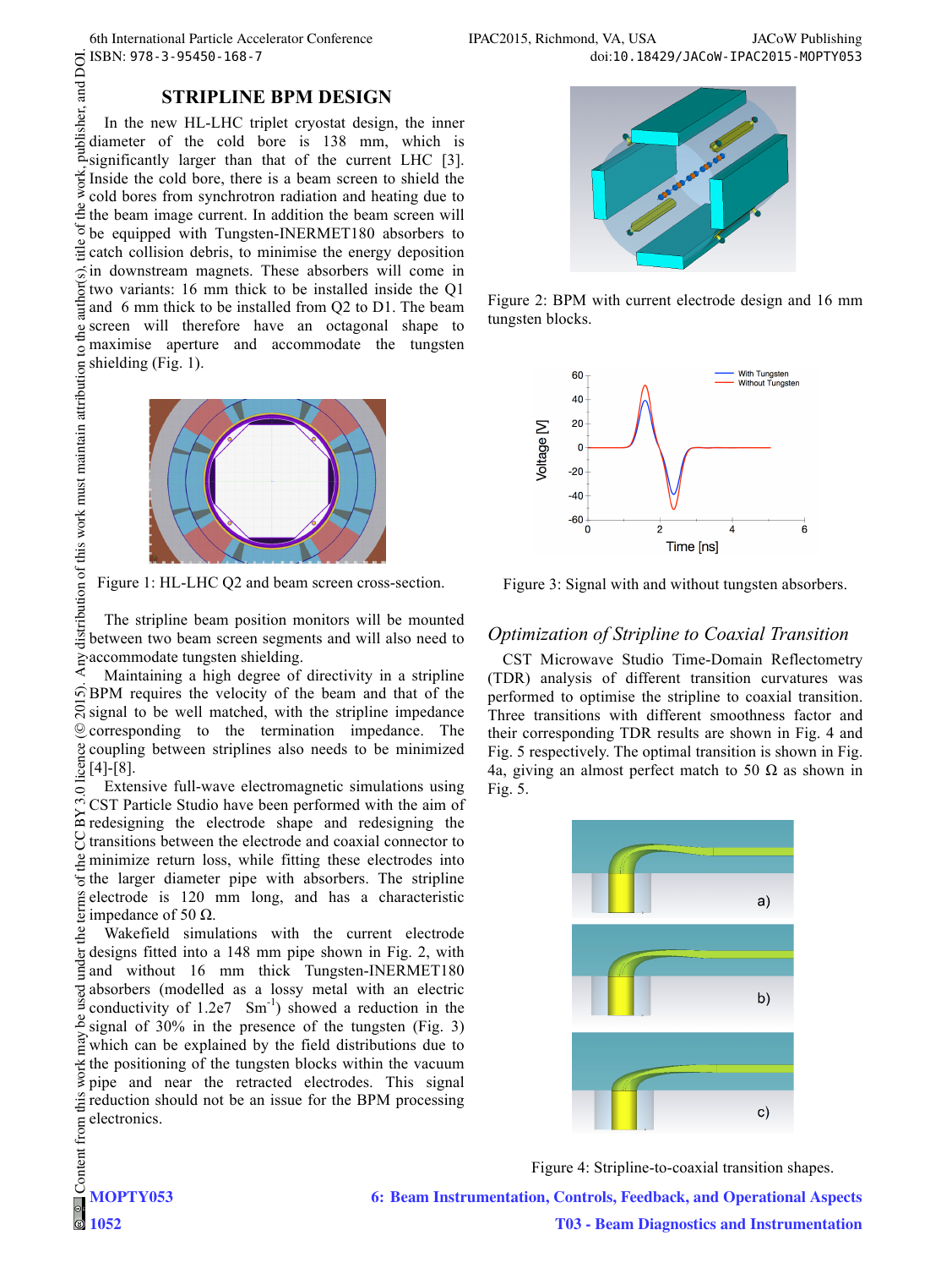## STRIPLINE BPM DESIGN

In the new HL-LHC triplet cryostat design, the inner diameter of the cold bore is 138 mm, which is significantly larger than that of the current LHC [3]. Inside the cold bore, there is a beam screen to shield the cold bores from synchrotron radiation and heating due to the beam image current. In addition the beam screen will be equipped with Tungsten-INERMET180 absorbers to catch collision debris, to minimise the energy deposition in downstream magnets. These absorbers will come in two variants: 16 mm thick to be installed inside the Q1 and 6 mm thick to be installed from Q2 to D1. The beam screen will therefore have an octagonal shape to maximise aperture and accommodate the tungsten shielding (Fig. 1).

Figure 1: HL-LHC Q2 and beam screen cross-section.

The stripline beam position monitors will be mounted between two beam screen segments and will also need to accommodate tungsten shielding.

Maintaining a high degree of directivity in a stripline BPM requires the velocity of the beam and that of the signal to be well matched, with the stripline impedance corresponding to the termination impedance. The coupling between striplines also needs to be minimized [4]-[8].

Extensive full-wave electromagnetic simulations using CST Particle Studio have been performed with the aim of redesigning the electrode shape and redesigning the transitions between the electrode and coaxial connector to minimize return loss, while fitting these electrodes into the larger diameter pipe with absorbers. The stripline electrode is 120 mm long, and has a characteristic impedance of 50 Ω.

Wakefield simulations with the current electrode designs fitted into a 148 mm pipe shown in Fig. 2, with and without 16 mm thick Tungsten-INERMET180 absorbers (modelled as a lossy metal with an electric conductivity of 1.2e7 $Sm^{-1}$) showed a reduction in the signal of 30% in the presence of the tungsten (Fig. 3) which can be explained by the field distributions due to the positioning of the tungsten blocks within the vacuum pipe and near the retracted electrodes. This signal reduction should not be an issue for the BPM processing electronics.

Figure 2: BPM with current electrode design and 16 mm tungsten blocks.

Figure 3: Signal with and without tungsten absorbers.

### *Optimization of Stripline to Coaxial Transition*

CST Microwave Studio Time-Domain Reflectometry (TDR) analysis of different transition curvatures was performed to optimise the stripline to coaxial transition. Three transitions with different smoothness factor and their corresponding TDR results are shown in Fig. 4 and Fig. 5 respectively. The optimal transition is shown in Fig. 4a, giving an almost perfect match to 50 Ω as shown in Fig. 5.

Figure 4: Stripline-to-coaxial transition shapes.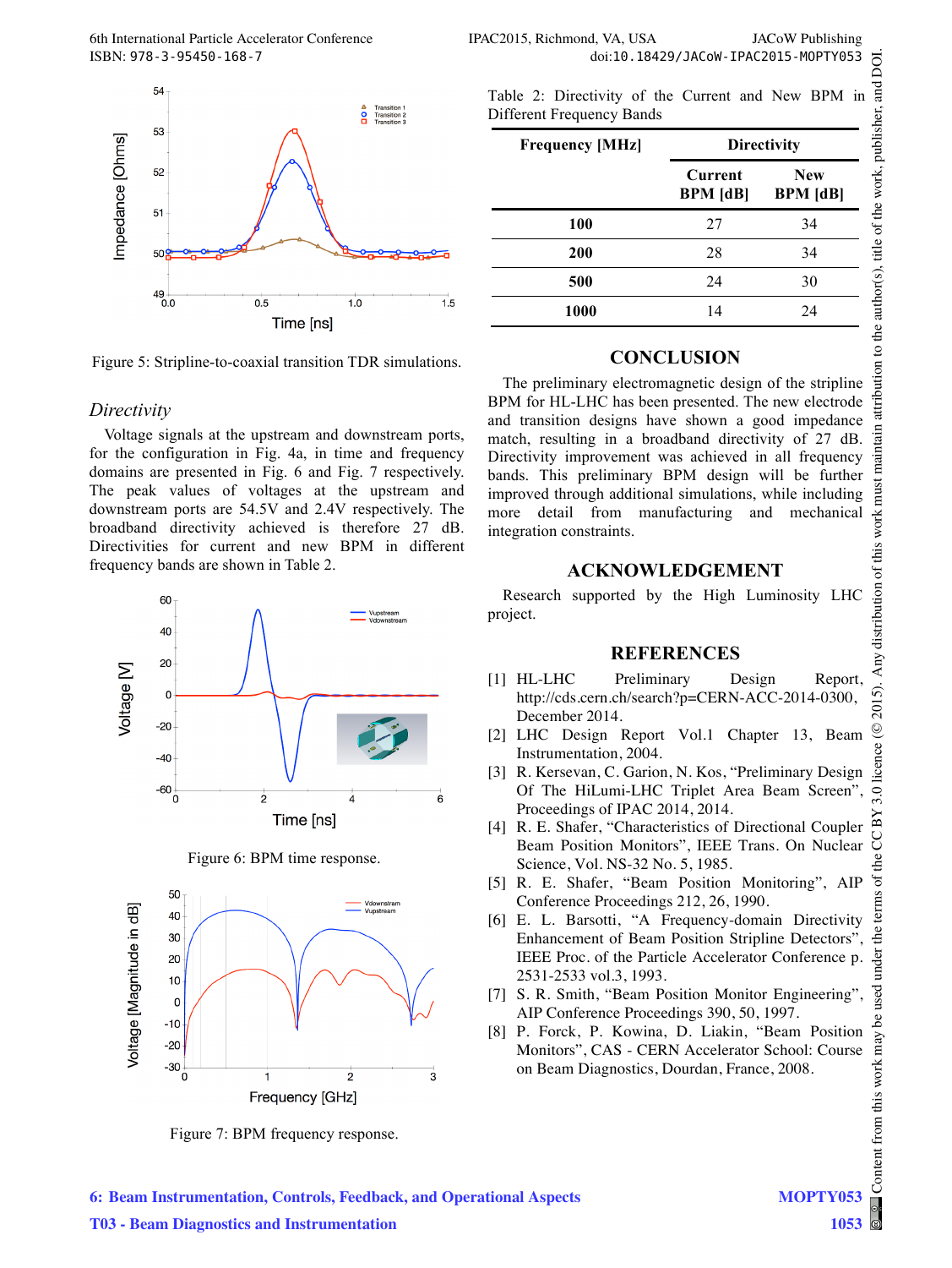Impedance [Ohms]

54
53
52
51
50
49

0.0 0.5 1.0 1.5

Time [ns]

Transition 1
Transition 2
Transition 3

Figure 5: Stripline-to-coaxial transition TDR simulations.

### *Directivity*

Voltage signals at the upstream and downstream ports, for the configuration in Fig. 4a, in time and frequency domains are presented in Fig. 6 and Fig. 7 respectively. The peak values of voltages at the upstream and downstream ports are 54.5V and 2.4V respectively. The broadband directivity achieved is therefore 27 dB. Directivities for current and new BPM in different frequency bands are shown in Table 2.

Voltage [V]

60
40
20
0
-20
-40
-60

0 2 4 6

Time [ns]

Vupstream
Vdownstream

Figure 6: BPM time response.

Voltage [Magnitude in dB]

50
40
30
20
10
0
-10
-20
-30

0 1 2 3

Frequency [GHz]

Vdownstream
Vupstream

Figure 7: BPM frequency response.

Table 2: Directivity of the Current and New BPM in Different Frequency Bands

| Frequency [MHz] | Directivity | |
|---|---|---|
| | Current BPM [dB] | New BPM [dB] |
| 100 | 27 | 34 |
| 200 | 28 | 34 |
| 500 | 24 | 30 |
| 1000 | 14 | 24 |

## CONCLUSION

The preliminary electromagnetic design of the stripline BPM for HL-LHC has been presented. The new electrode and transition designs have shown a good impedance match, resulting in a broadband directivity of 27 dB. Directivity improvement was achieved in all frequency bands. This preliminary BPM design will be further improved through additional simulations, while including more detail from manufacturing and mechanical integration constraints.

## ACKNOWLEDGEMENT

Research supported by the High Luminosity LHC project.

## REFERENCES

[1] HL-LHC Preliminary Design Report, http://cds.cern.ch/search?p=CERN-ACC-2014-0300, December 2014.

[2] LHC Design Report Vol.1 Chapter 13, Beam Instrumentation, 2004.

[3] R. Kersevan, C. Garion, N. Kos, "Preliminary Design Of The HiLumi-LHC Triplet Area Beam Screen", Proceedings of IPAC 2014, 2014.

[4] R. E. Shafer, "Characteristics of Directional Coupler Beam Position Monitors", IEEE Trans. On Nuclear Science, Vol. NS-32 No. 5, 1985.

[5] R. E. Shafer, "Beam Position Monitoring", AIP Conference Proceedings 212, 26, 1990.

[6] E. L. Barsotti, "A Frequency-domain Directivity Enhancement of Beam Position Stripline Detectors", IEEE Proc. of the Particle Accelerator Conference p. 2531-2533 vol.3, 1993.

[7] S. R. Smith, "Beam Position Monitor Engineering", AIP Conference Proceedings 390, 50, 1997.

[8] P. Forck, P. Kowina, D. Liakin, "Beam Position Monitors", CAS - CERN Accelerator School: Course on Beam Diagnostics, Dourdan, France, 2008.